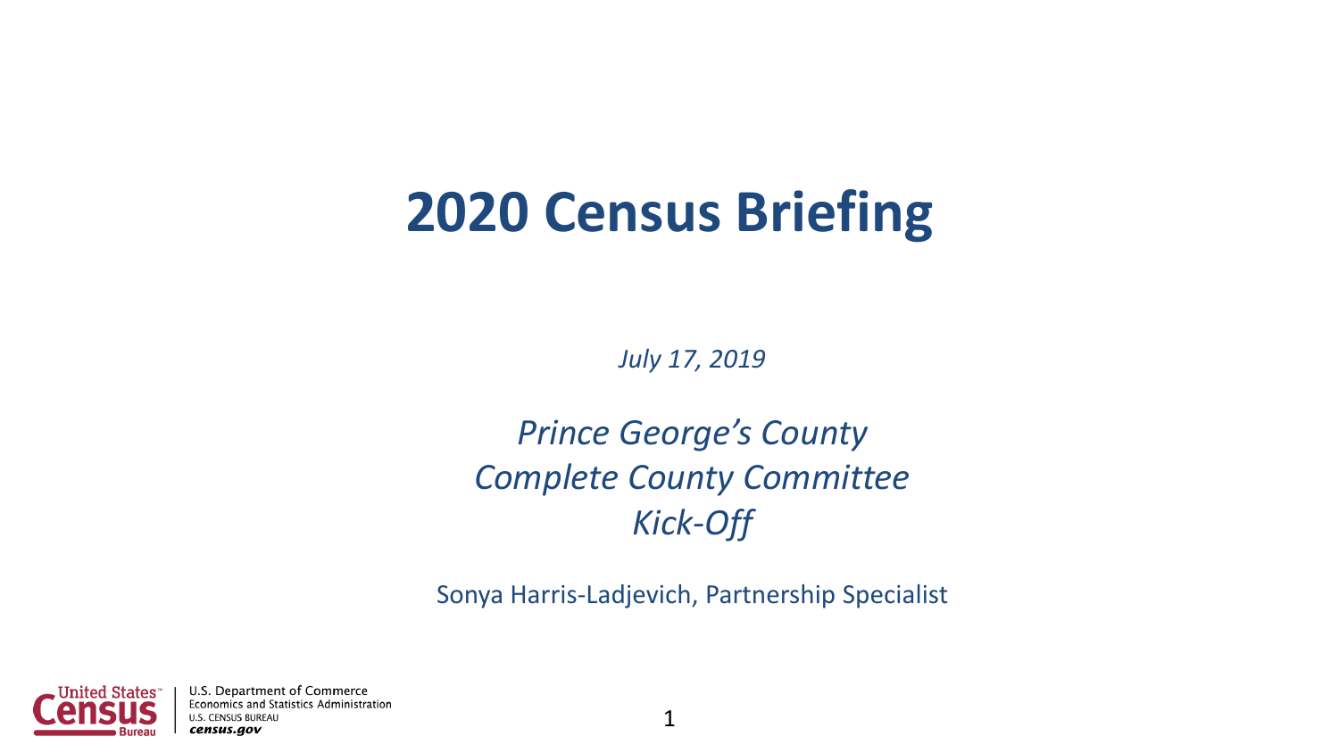# 2020 Census Briefing

*July 17, 2019*

*Prince George's County*
*Complete County Committee*
*Kick-Off*

Sonya Harris-Ladjevich, Partnership Specialist

U.S. Department of Commerce
Economics and Statistics Administration
U.S. CENSUS BUREAU
census.gov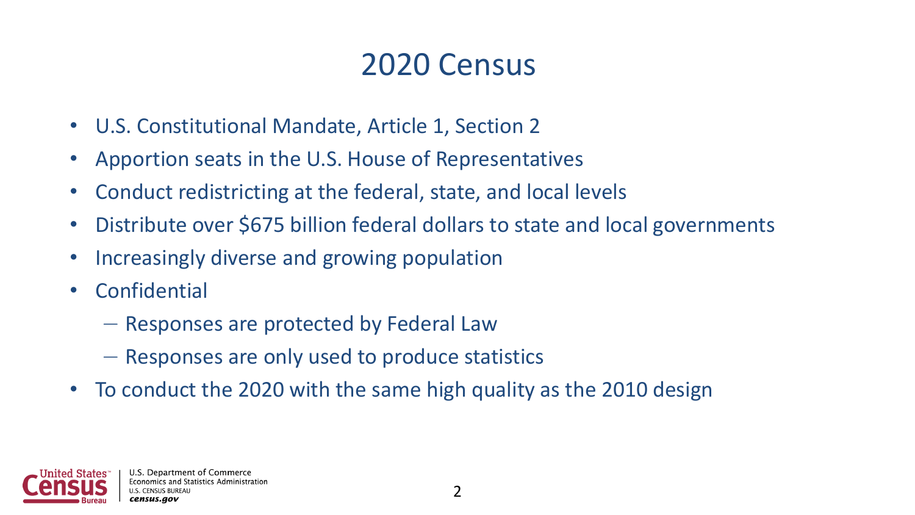# 2020 Census

- U.S. Constitutional Mandate, Article 1, Section 2
- Apportion seats in the U.S. House of Representatives
- Conduct redistricting at the federal, state, and local levels
- Distribute over $675 billion federal dollars to state and local governments
- Increasingly diverse and growing population
- Confidential
  - Responses are protected by Federal Law
  - Responses are only used to produce statistics
- To conduct the 2020 with the same high quality as the 2010 design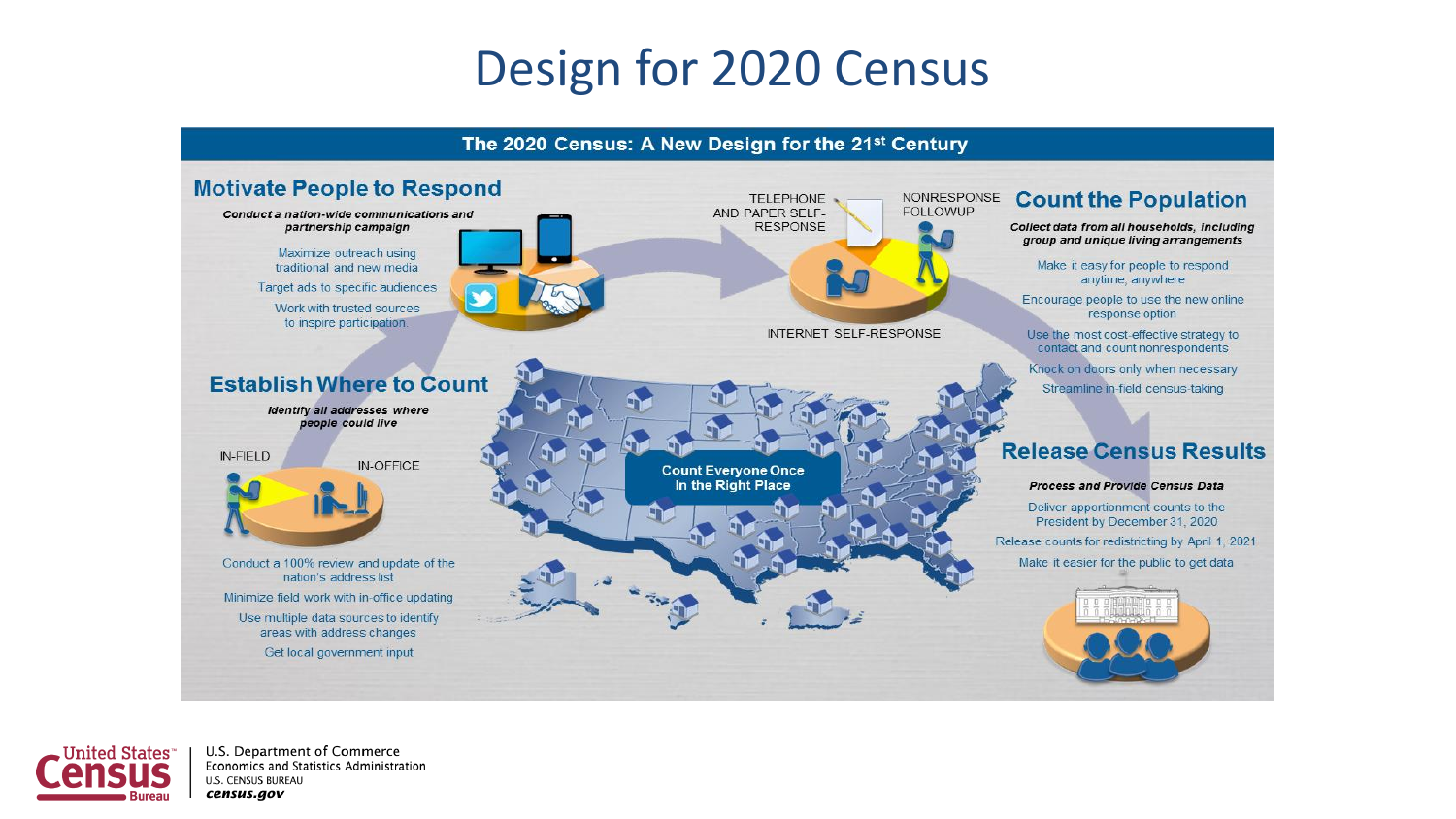# Design for 2020 Census

## The 2020 Census: A New Design for the 21st Century

### Motivate People to Respond

***Conduct a nation-wide communications and partnership campaign***

- Maximize outreach using traditional and new media
- Target ads to specific audiences
- Work with trusted sources to inspire participation

### Establish Where to Count

***Identify all addresses where people could live***

IN-FIELD

IN-OFFICE

- Conduct a 100% review and update of the nation's address list
- Minimize field work with in-office updating
- Use multiple data sources to identify areas with address changes
- Get local government input

**Count Everyone Once In the Right Place**

TELEPHONE AND PAPER SELF-RESPONSE

NONRESPONSE FOLLOWUP

INTERNET SELF-RESPONSE

### Count the Population

***Collect data from all households, including group and unique living arrangements***

- Make it easy for people to respond anytime, anywhere
- Encourage people to use the new online response option
- Use the most cost-effective strategy to contact and count nonrespondents
- Knock on doors only when necessary
- Streamline in-field census-taking

### Release Census Results

***Process and Provide Census Data***

- Deliver apportionment counts to the President by December 31, 2020
- Release counts for redistricting by April 1, 2021
- Make it easier for the public to get data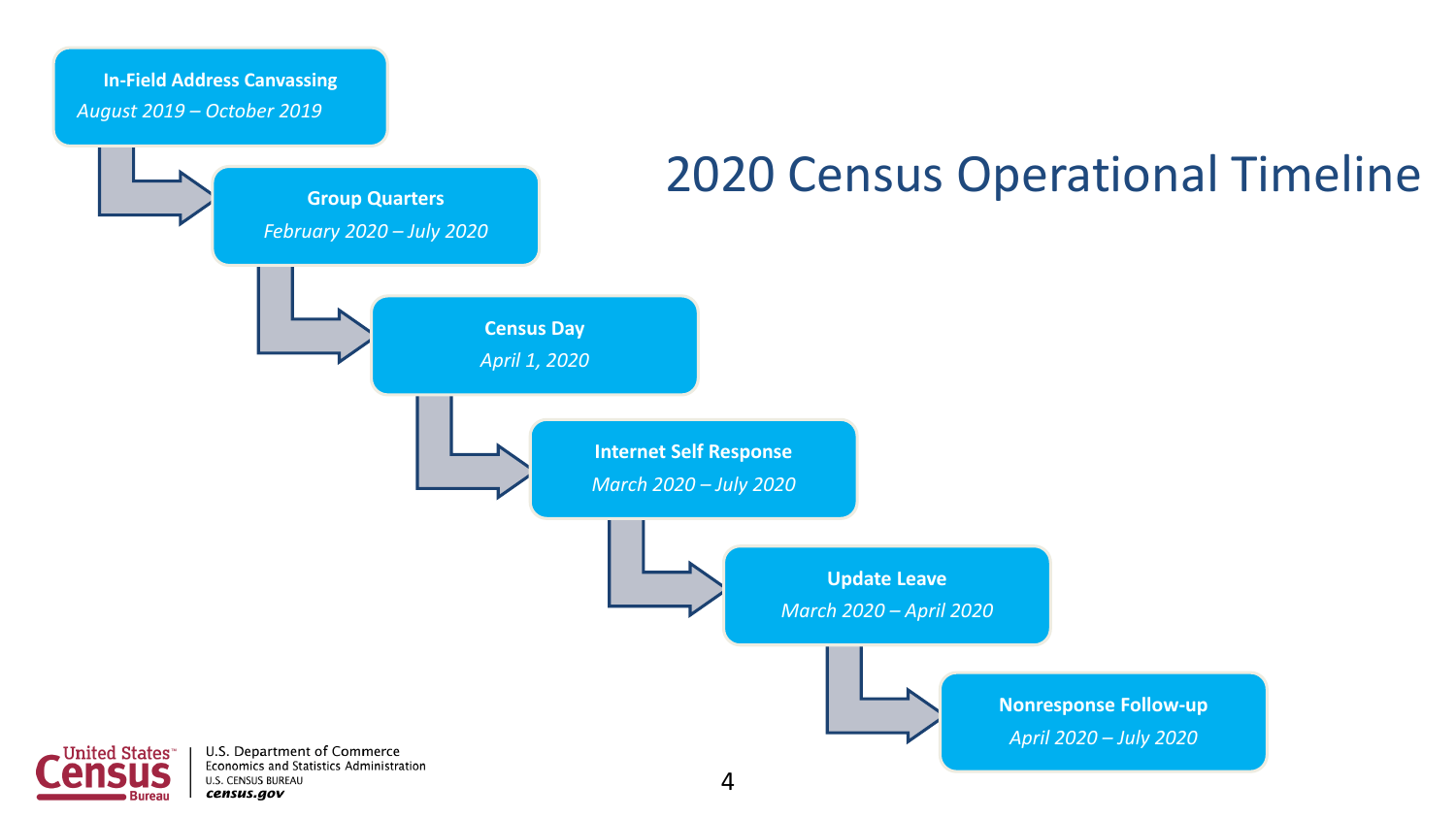# 2020 Census Operational Timeline

- **In-Field Address Canvassing**
  *August 2019 – October 2019*
- **Group Quarters**
  *February 2020 – July 2020*
- **Census Day**
  *April 1, 2020*
- **Internet Self Response**
  *March 2020 – July 2020*
- **Update Leave**
  *March 2020 – April 2020*
- **Nonresponse Follow-up**
  *April 2020 – July 2020*

United States Census Bureau
U.S. Department of Commerce
Economics and Statistics Administration
U.S. CENSUS BUREAU
census.gov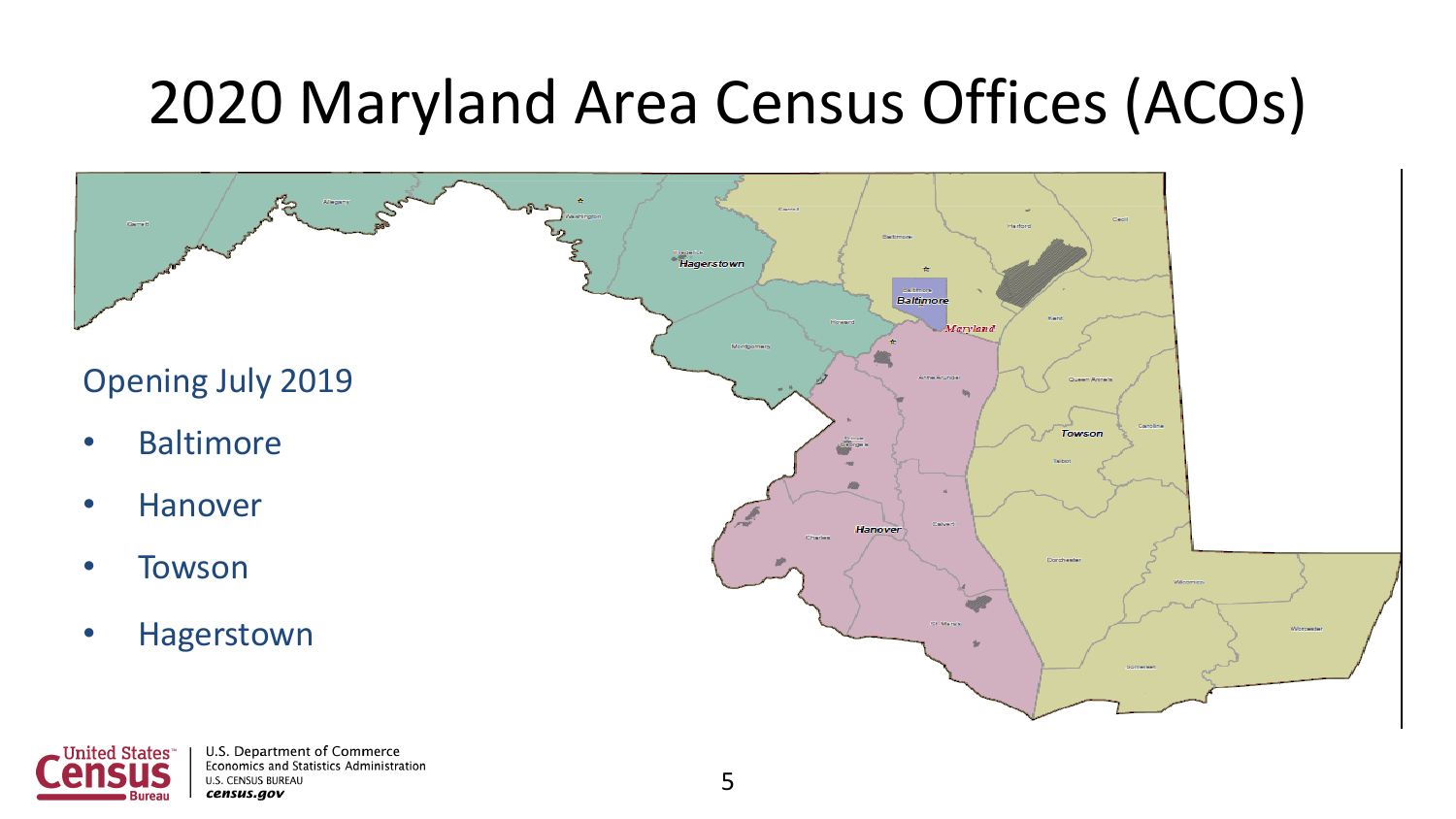# 2020 Maryland Area Census Offices (ACOs)

Opening July 2019

- Baltimore
- Hanover
- Towson
- Hagerstown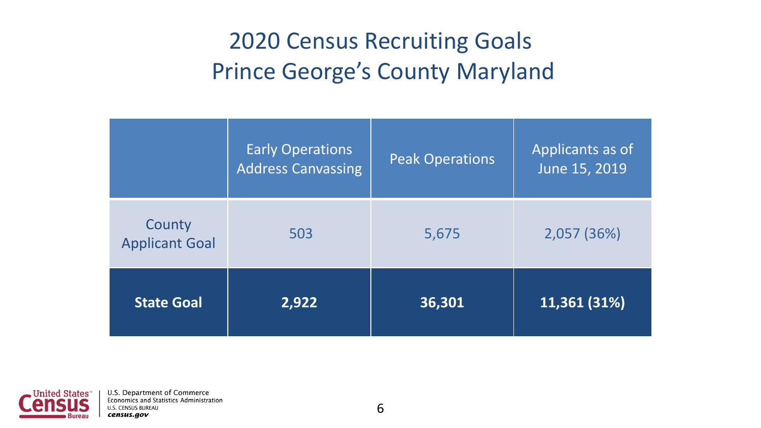# 2020 Census Recruiting Goals
# Prince George's County Maryland

| | Early Operations Address Canvassing | Peak Operations | Applicants as of June 15, 2019 |
|---|---|---|---|
| County Applicant Goal | 503 | 5,675 | 2,057 (36%) |
| **State Goal** | **2,922** | **36,301** | **11,361 (31%)** |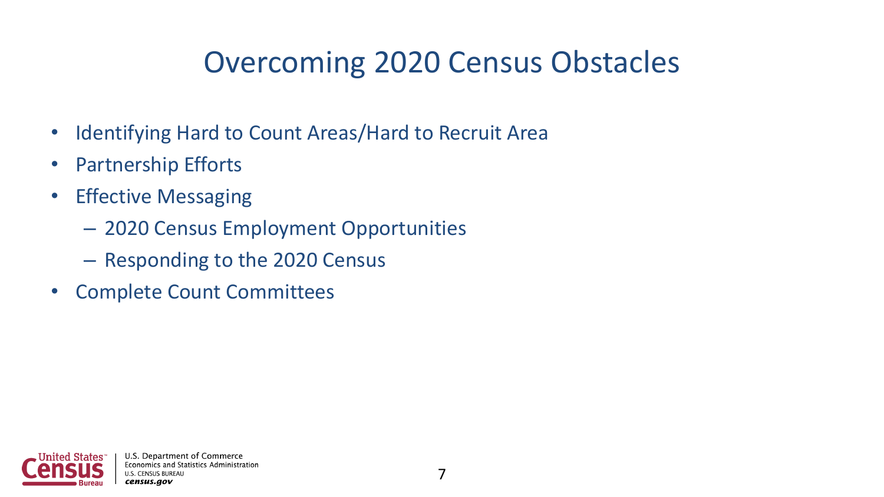# Overcoming 2020 Census Obstacles

- Identifying Hard to Count Areas/Hard to Recruit Area
- Partnership Efforts
- Effective Messaging
  - 2020 Census Employment Opportunities
  - Responding to the 2020 Census
- Complete Count Committees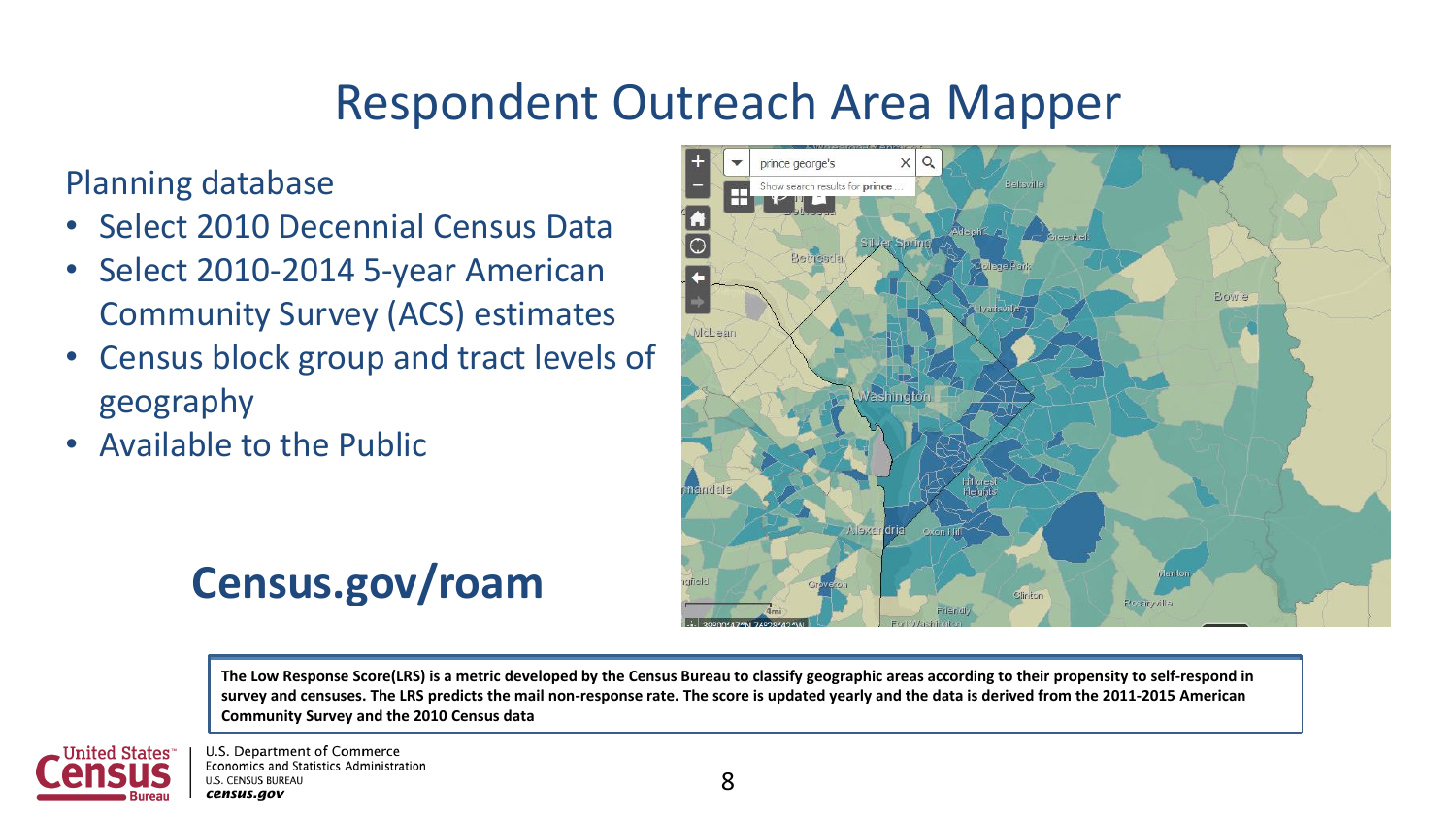# Respondent Outreach Area Mapper

Planning database

- Select 2010 Decennial Census Data
- Select 2010-2014 5-year American Community Survey (ACS) estimates
- Census block group and tract levels of geography
- Available to the Public

**Census.gov/roam**

**The Low Response Score(LRS) is a metric developed by the Census Bureau to classify geographic areas according to their propensity to self-respond in survey and censuses. The LRS predicts the mail non-response rate. The score is updated yearly and the data is derived from the 2011-2015 American Community Survey and the 2010 Census data**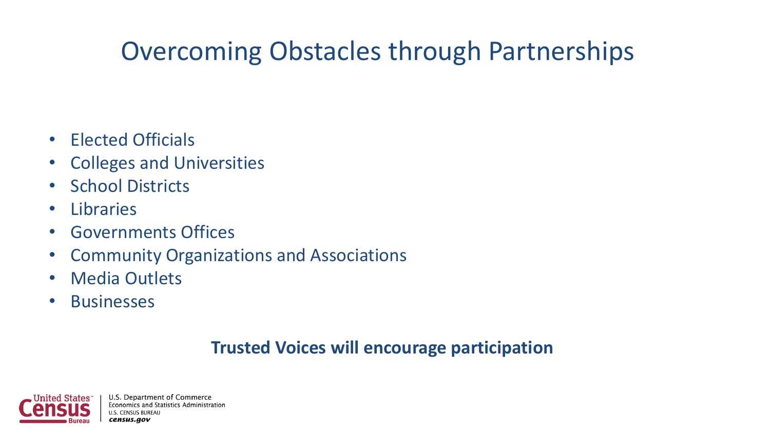# Overcoming Obstacles through Partnerships

- Elected Officials
- Colleges and Universities
- School Districts
- Libraries
- Governments Offices
- Community Organizations and Associations
- Media Outlets
- Businesses

**Trusted Voices will encourage participation**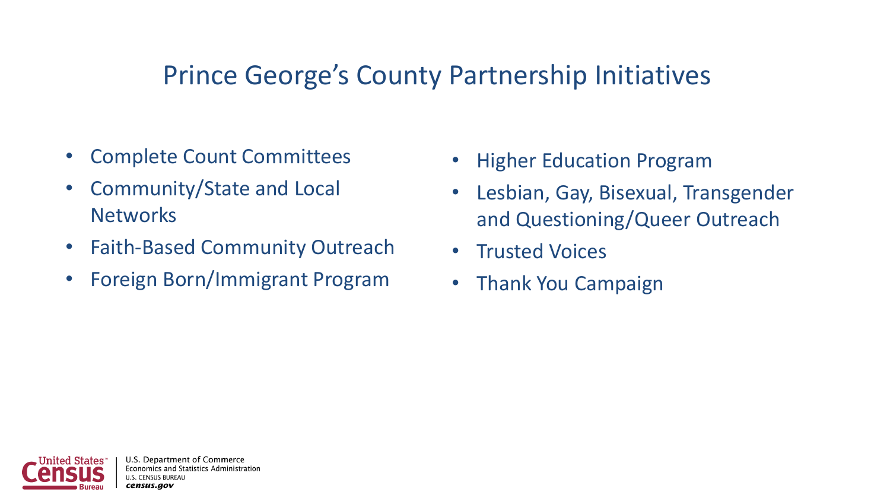# Prince George's County Partnership Initiatives

- Complete Count Committees
- Community/State and Local Networks
- Faith-Based Community Outreach
- Foreign Born/Immigrant Program
- Higher Education Program
- Lesbian, Gay, Bisexual, Transgender and Questioning/Queer Outreach
- Trusted Voices
- Thank You Campaign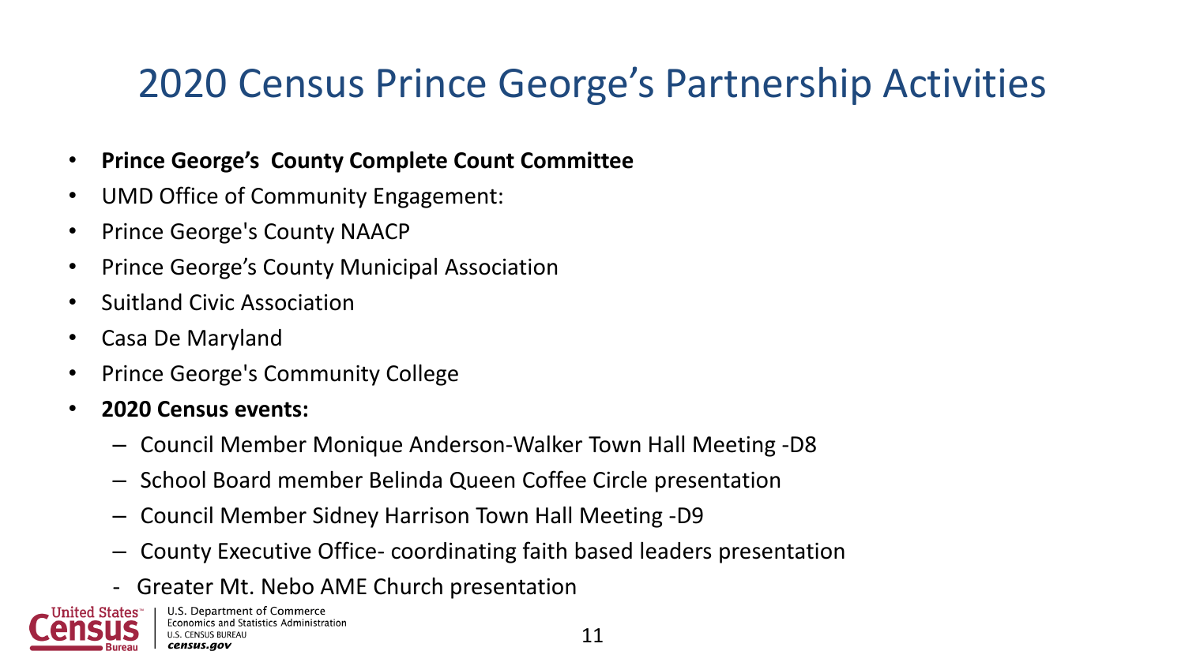# 2020 Census Prince George's Partnership Activities

- **Prince George's  County Complete Count Committee**
- UMD Office of Community Engagement:
- Prince George's County NAACP
- Prince George's County Municipal Association
- Suitland Civic Association
- Casa De Maryland
- Prince George's Community College
- **2020 Census events:**
  - Council Member Monique Anderson-Walker Town Hall Meeting -D8
  - School Board member Belinda Queen Coffee Circle presentation
  - Council Member Sidney Harrison Town Hall Meeting -D9
  - County Executive Office- coordinating faith based leaders presentation
  - Greater Mt. Nebo AME Church presentation

United States Census Bureau | U.S. Department of Commerce
Economics and Statistics Administration
U.S. CENSUS BUREAU
*census.gov*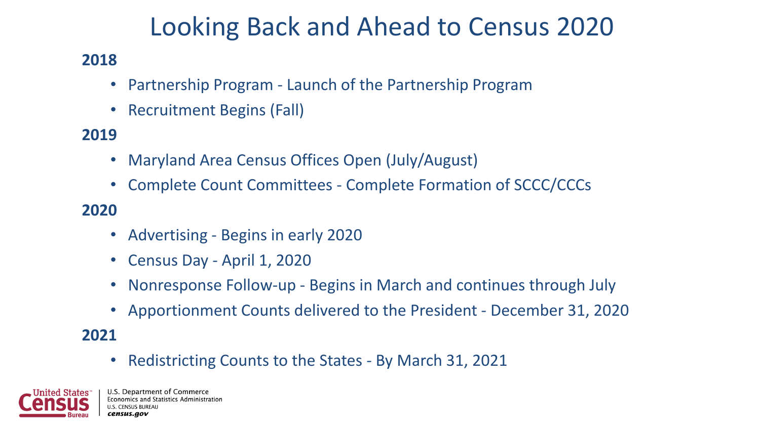# Looking Back and Ahead to Census 2020

**2018**

- Partnership Program - Launch of the Partnership Program
- Recruitment Begins (Fall)

**2019**

- Maryland Area Census Offices Open (July/August)
- Complete Count Committees - Complete Formation of SCCC/CCCs

**2020**

- Advertising - Begins in early 2020
- Census Day - April 1, 2020
- Nonresponse Follow-up - Begins in March and continues through July
- Apportionment Counts delivered to the President - December 31, 2020

**2021**

- Redistricting Counts to the States - By March 31, 2021

United States Census Bureau | U.S. Department of Commerce
Economics and Statistics Administration
U.S. CENSUS BUREAU
*census.gov*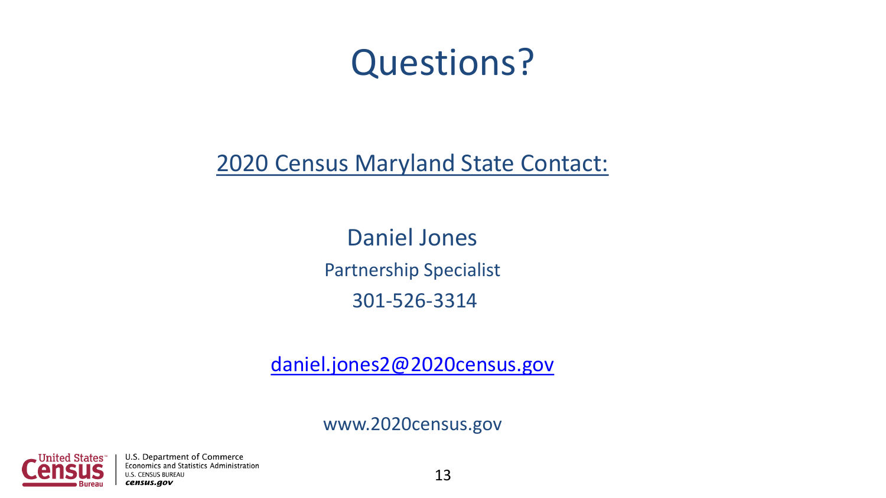# Questions?

2020 Census Maryland State Contact:

Daniel Jones

Partnership Specialist

301-526-3314

daniel.jones2@2020census.gov

www.2020census.gov

U.S. Department of Commerce
Economics and Statistics Administration
U.S. CENSUS BUREAU
census.gov